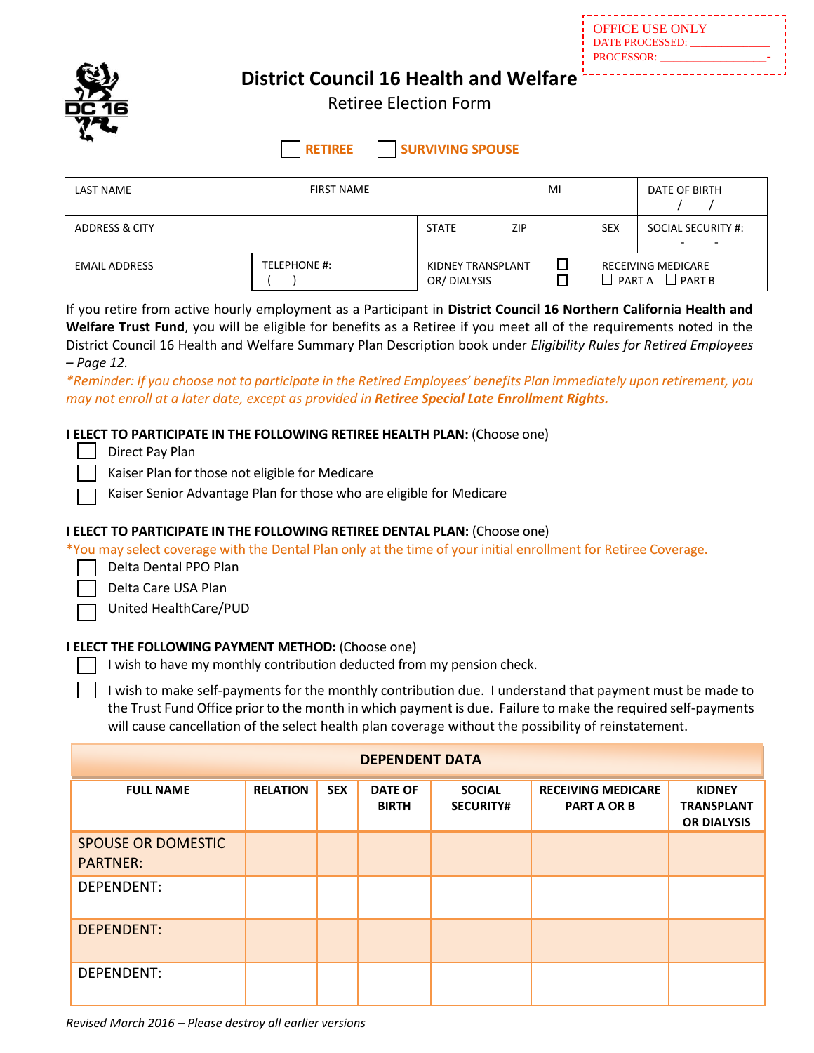OFFICE USE ONLY
DATE PROCESSED: ______________
PROCESSOR: ___________________

# District Council 16 Health and Welfare

## Retiree Election Form

☐ **RETIREE** ☐ **SURVIVING SPOUSE**

| LAST NAME | | FIRST NAME | | MI | | DATE OF BIRTH / / |
|---|---|---|---|---|---|---|
| ADDRESS & CITY | | | STATE | ZIP | SEX | SOCIAL SECURITY #: - - |
| EMAIL ADDRESS | TELEPHONE #: ( ) | | KIDNEY TRANSPLANT ☐ OR/ DIALYSIS ☐ | | RECEIVING MEDICARE ☐ PART A ☐ PART B | |

If you retire from active hourly employment as a Participant in **District Council 16 Northern California Health and Welfare Trust Fund**, you will be eligible for benefits as a Retiree if you meet all of the requirements noted in the District Council 16 Health and Welfare Summary Plan Description book under *Eligibility Rules for Retired Employees – Page 12.*

**Reminder:** *If you choose not to participate in the Retired Employees' benefits Plan immediately upon retirement, you may not enroll at a later date, except as provided in* ***Retiree Special Late Enrollment Rights.***

**I ELECT TO PARTICIPATE IN THE FOLLOWING RETIREE HEALTH PLAN:** (Choose one)

- ☐ Direct Pay Plan
- ☐ Kaiser Plan for those not eligible for Medicare
- ☐ Kaiser Senior Advantage Plan for those who are eligible for Medicare

**I ELECT TO PARTICIPATE IN THE FOLLOWING RETIREE DENTAL PLAN:** (Choose one)

*You may select coverage with the Dental Plan only at the time of your initial enrollment for Retiree Coverage.

- ☐ Delta Dental PPO Plan
- ☐ Delta Care USA Plan
- ☐ United HealthCare/PUD

**I ELECT THE FOLLOWING PAYMENT METHOD:** (Choose one)

- ☐ I wish to have my monthly contribution deducted from my pension check.
- ☐ I wish to make self-payments for the monthly contribution due. I understand that payment must be made to the Trust Fund Office prior to the month in which payment is due. Failure to make the required self-payments will cause cancellation of the select health plan coverage without the possibility of reinstatement.

**DEPENDENT DATA**

| FULL NAME | RELATION | SEX | DATE OF BIRTH | SOCIAL SECURITY# | RECEIVING MEDICARE PART A OR B | KIDNEY TRANSPLANT OR DIALYSIS |
|---|---|---|---|---|---|---|
| SPOUSE OR DOMESTIC PARTNER: | | | | | | |
| DEPENDENT: | | | | | | |
| DEPENDENT: | | | | | | |
| DEPENDENT: | | | | | | |

*Revised March 2016 – Please destroy all earlier versions*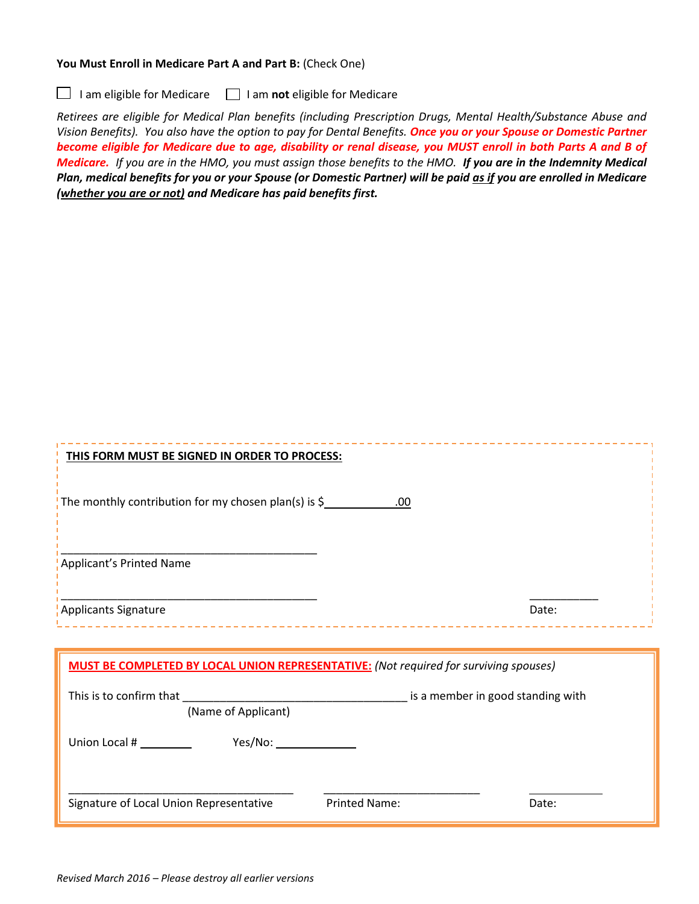**You Must Enroll in Medicare Part A and Part B:** (Check One)

☐ I am eligible for Medicare ☐ I am **not** eligible for Medicare

*Retirees are eligible for Medical Plan benefits (including Prescription Drugs, Mental Health/Substance Abuse and Vision Benefits). You also have the option to pay for Dental Benefits.* ***Once you or your Spouse or Domestic Partner become eligible for Medicare due to age, disability or renal disease, you MUST enroll in both Parts A and B of Medicare.*** *If you are in the HMO, you must assign those benefits to the HMO.* ***If you are in the Indemnity Medical Plan, medical benefits for you or your Spouse (or Domestic Partner) will be paid <u>as if</u> you are enrolled in Medicare (<u>whether you are or not)</u> and Medicare has paid benefits first.***

**<u>THIS FORM MUST BE SIGNED IN ORDER TO PROCESS:</u>**

The monthly contribution for my chosen plan(s) is $\_\_\_\_\_\_\_\_\_\_\_\_.00

\_\_\_\_\_\_\_\_\_\_\_\_\_\_\_\_\_\_\_\_\_\_\_\_\_\_\_\_\_\_\_\_\_\_\_\_\_\_\_\_
Applicant's Printed Name

\_\_\_\_\_\_\_\_\_\_\_\_\_\_\_\_\_\_\_\_\_\_\_\_\_\_\_\_\_\_\_\_\_\_\_\_\_\_\_\_ \_\_\_\_\_\_\_\_\_\_\_
Applicants Signature Date:

**<u>MUST BE COMPLETED BY LOCAL UNION REPRESENTATIVE:</u>** *(Not required for surviving spouses)*

This is to confirm that \_\_\_\_\_\_\_\_\_\_\_\_\_\_\_\_\_\_\_\_\_\_\_\_\_\_\_\_\_\_\_\_\_\_\_ is a member in good standing with
(Name of Applicant)

Union Local # \_\_\_\_\_\_\_\_ Yes/No: \_\_\_\_\_\_\_\_\_\_\_\_\_

\_\_\_\_\_\_\_\_\_\_\_\_\_\_\_\_\_\_\_\_\_\_\_\_\_\_\_\_\_\_\_\_\_\_\_\_ \_\_\_\_\_\_\_\_\_\_\_\_\_\_\_\_\_\_\_\_\_\_\_\_\_ \_\_\_\_\_\_\_\_\_\_\_\_
Signature of Local Union Representative Printed Name: Date:

*Revised March 2016 – Please destroy all earlier versions*